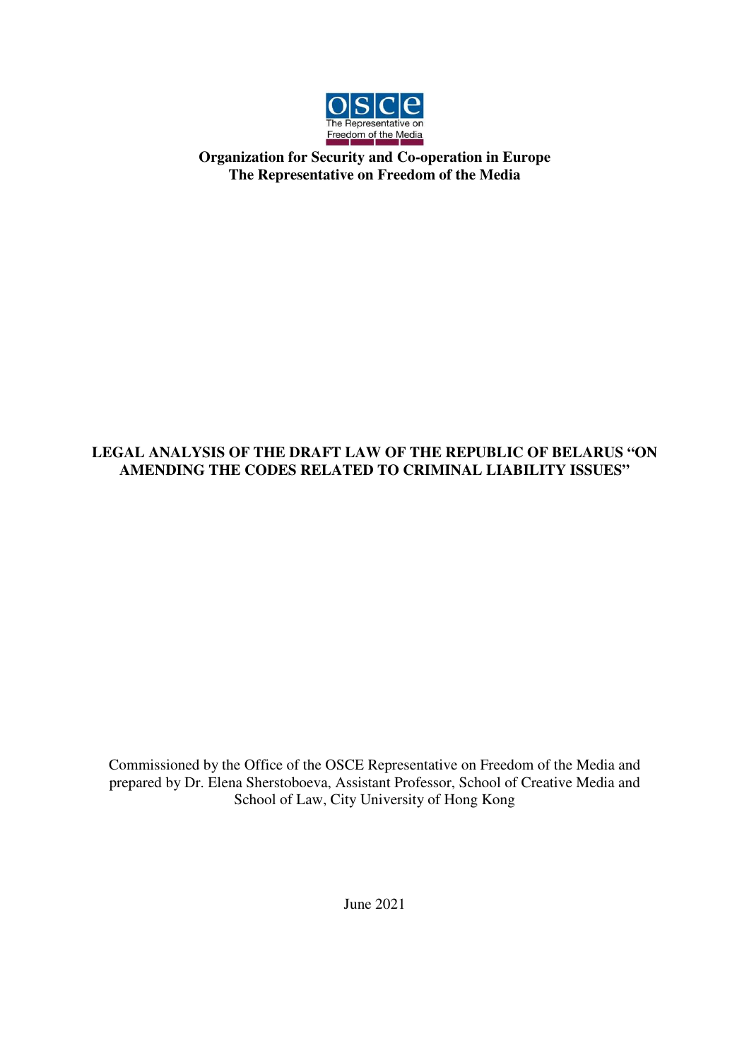**Organization for Security and Co-operation in Europe**
**The Representative on Freedom of the Media**

# LEGAL ANALYSIS OF THE DRAFT LAW OF THE REPUBLIC OF BELARUS "ON AMENDING THE CODES RELATED TO CRIMINAL LIABILITY ISSUES"

Commissioned by the Office of the OSCE Representative on Freedom of the Media and prepared by Dr. Elena Sherstoboeva, Assistant Professor, School of Creative Media and School of Law, City University of Hong Kong

June 2021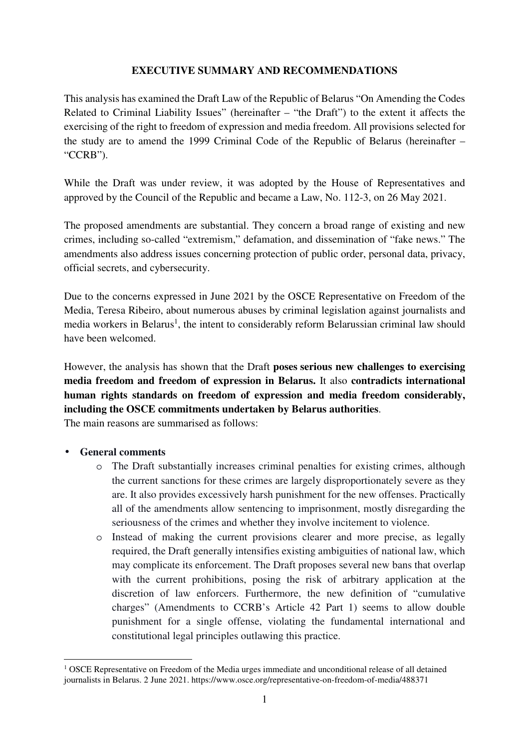## EXECUTIVE SUMMARY AND RECOMMENDATIONS

This analysis has examined the Draft Law of the Republic of Belarus "On Amending the Codes Related to Criminal Liability Issues" (hereinafter – "the Draft") to the extent it affects the exercising of the right to freedom of expression and media freedom. All provisions selected for the study are to amend the 1999 Criminal Code of the Republic of Belarus (hereinafter – "CCRB").

While the Draft was under review, it was adopted by the House of Representatives and approved by the Council of the Republic and became a Law, No. 112-3, on 26 May 2021.

The proposed amendments are substantial. They concern a broad range of existing and new crimes, including so-called "extremism," defamation, and dissemination of "fake news." The amendments also address issues concerning protection of public order, personal data, privacy, official secrets, and cybersecurity.

Due to the concerns expressed in June 2021 by the OSCE Representative on Freedom of the Media, Teresa Ribeiro, about numerous abuses by criminal legislation against journalists and media workers in Belarus[1], the intent to considerably reform Belarussian criminal law should have been welcomed.

However, the analysis has shown that the Draft **poses serious new challenges to exercising media freedom and freedom of expression in Belarus.** It also **contradicts international human rights standards on freedom of expression and media freedom considerably, including the OSCE commitments undertaken by Belarus authorities**.
The main reasons are summarised as follows:

- **General comments**
  - The Draft substantially increases criminal penalties for existing crimes, although the current sanctions for these crimes are largely disproportionately severe as they are. It also provides excessively harsh punishment for the new offenses. Practically all of the amendments allow sentencing to imprisonment, mostly disregarding the seriousness of the crimes and whether they involve incitement to violence.
  - Instead of making the current provisions clearer and more precise, as legally required, the Draft generally intensifies existing ambiguities of national law, which may complicate its enforcement. The Draft proposes several new bans that overlap with the current prohibitions, posing the risk of arbitrary application at the discretion of law enforcers. Furthermore, the new definition of "cumulative charges" (Amendments to CCRB's Article 42 Part 1) seems to allow double punishment for a single offense, violating the fundamental international and constitutional legal principles outlawing this practice.

[1] OSCE Representative on Freedom of the Media urges immediate and unconditional release of all detained journalists in Belarus. 2 June 2021. https://www.osce.org/representative-on-freedom-of-media/488371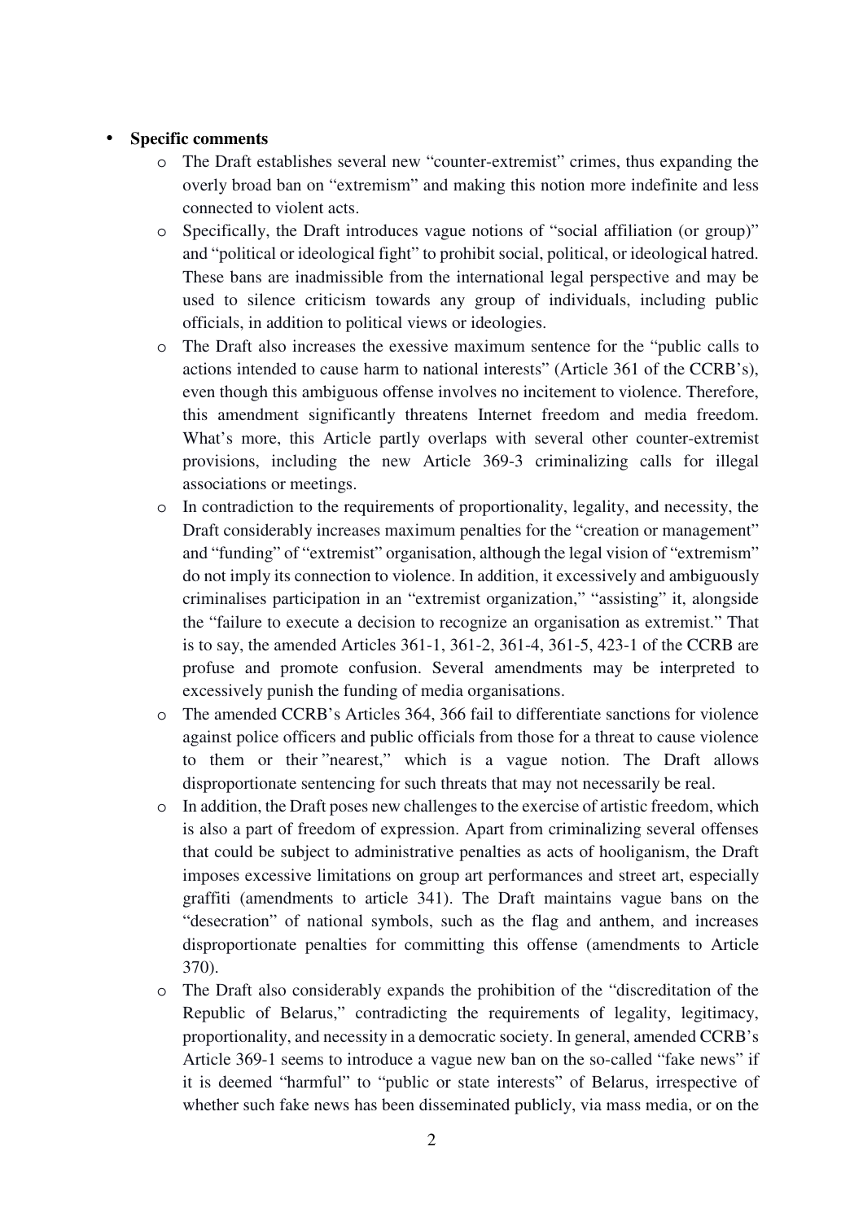- **Specific comments**
    - The Draft establishes several new "counter-extremist" crimes, thus expanding the overly broad ban on "extremism" and making this notion more indefinite and less connected to violent acts.
    - Specifically, the Draft introduces vague notions of "social affiliation (or group)" and "political or ideological fight" to prohibit social, political, or ideological hatred. These bans are inadmissible from the international legal perspective and may be used to silence criticism towards any group of individuals, including public officials, in addition to political views or ideologies.
    - The Draft also increases the exessive maximum sentence for the "public calls to actions intended to cause harm to national interests" (Article 361 of the CCRB's), even though this ambiguous offense involves no incitement to violence. Therefore, this amendment significantly threatens Internet freedom and media freedom. What's more, this Article partly overlaps with several other counter-extremist provisions, including the new Article 369-3 criminalizing calls for illegal associations or meetings.
    - In contradiction to the requirements of proportionality, legality, and necessity, the Draft considerably increases maximum penalties for the "creation or management" and "funding" of "extremist" organisation, although the legal vision of "extremism" do not imply its connection to violence. In addition, it excessively and ambiguously criminalises participation in an "extremist organization," "assisting" it, alongside the "failure to execute a decision to recognize an organisation as extremist." That is to say, the amended Articles 361-1, 361-2, 361-4, 361-5, 423-1 of the CCRB are profuse and promote confusion. Several amendments may be interpreted to excessively punish the funding of media organisations.
    - The amended CCRB's Articles 364, 366 fail to differentiate sanctions for violence against police officers and public officials from those for a threat to cause violence to them or their "nearest," which is a vague notion. The Draft allows disproportionate sentencing for such threats that may not necessarily be real.
    - In addition, the Draft poses new challenges to the exercise of artistic freedom, which is also a part of freedom of expression. Apart from criminalizing several offenses that could be subject to administrative penalties as acts of hooliganism, the Draft imposes excessive limitations on group art performances and street art, especially graffiti (amendments to article 341). The Draft maintains vague bans on the "desecration" of national symbols, such as the flag and anthem, and increases disproportionate penalties for committing this offense (amendments to Article 370).
    - The Draft also considerably expands the prohibition of the "discreditation of the Republic of Belarus," contradicting the requirements of legality, legitimacy, proportionality, and necessity in a democratic society. In general, amended CCRB's Article 369-1 seems to introduce a vague new ban on the so-called "fake news" if it is deemed "harmful" to "public or state interests" of Belarus, irrespective of whether such fake news has been disseminated publicly, via mass media, or on the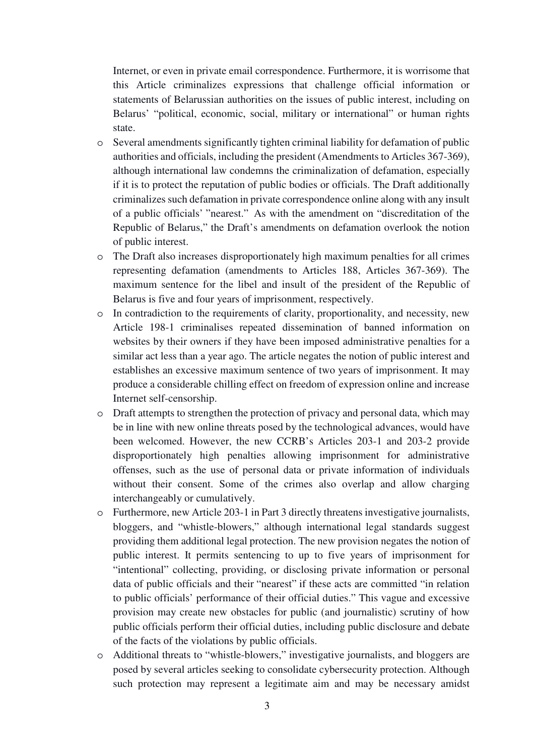Internet, or even in private email correspondence. Furthermore, it is worrisome that this Article criminalizes expressions that challenge official information or statements of Belarussian authorities on the issues of public interest, including on Belarus' "political, economic, social, military or international" or human rights state.

- Several amendments significantly tighten criminal liability for defamation of public authorities and officials, including the president (Amendments to Articles 367-369), although international law condemns the criminalization of defamation, especially if it is to protect the reputation of public bodies or officials. The Draft additionally criminalizes such defamation in private correspondence online along with any insult of a public officials' "nearest." As with the amendment on "discreditation of the Republic of Belarus," the Draft's amendments on defamation overlook the notion of public interest.
- The Draft also increases disproportionately high maximum penalties for all crimes representing defamation (amendments to Articles 188, Articles 367-369). The maximum sentence for the libel and insult of the president of the Republic of Belarus is five and four years of imprisonment, respectively.
- In contradiction to the requirements of clarity, proportionality, and necessity, new Article 198-1 criminalises repeated dissemination of banned information on websites by their owners if they have been imposed administrative penalties for a similar act less than a year ago. The article negates the notion of public interest and establishes an excessive maximum sentence of two years of imprisonment. It may produce a considerable chilling effect on freedom of expression online and increase Internet self-censorship.
- Draft attempts to strengthen the protection of privacy and personal data, which may be in line with new online threats posed by the technological advances, would have been welcomed. However, the new CCRB's Articles 203-1 and 203-2 provide disproportionately high penalties allowing imprisonment for administrative offenses, such as the use of personal data or private information of individuals without their consent. Some of the crimes also overlap and allow charging interchangeably or cumulatively.
- Furthermore, new Article 203-1 in Part 3 directly threatens investigative journalists, bloggers, and "whistle-blowers," although international legal standards suggest providing them additional legal protection. The new provision negates the notion of public interest. It permits sentencing to up to five years of imprisonment for "intentional" collecting, providing, or disclosing private information or personal data of public officials and their "nearest" if these acts are committed "in relation to public officials' performance of their official duties." This vague and excessive provision may create new obstacles for public (and journalistic) scrutiny of how public officials perform their official duties, including public disclosure and debate of the facts of the violations by public officials.
- Additional threats to "whistle-blowers," investigative journalists, and bloggers are posed by several articles seeking to consolidate cybersecurity protection. Although such protection may represent a legitimate aim and may be necessary amidst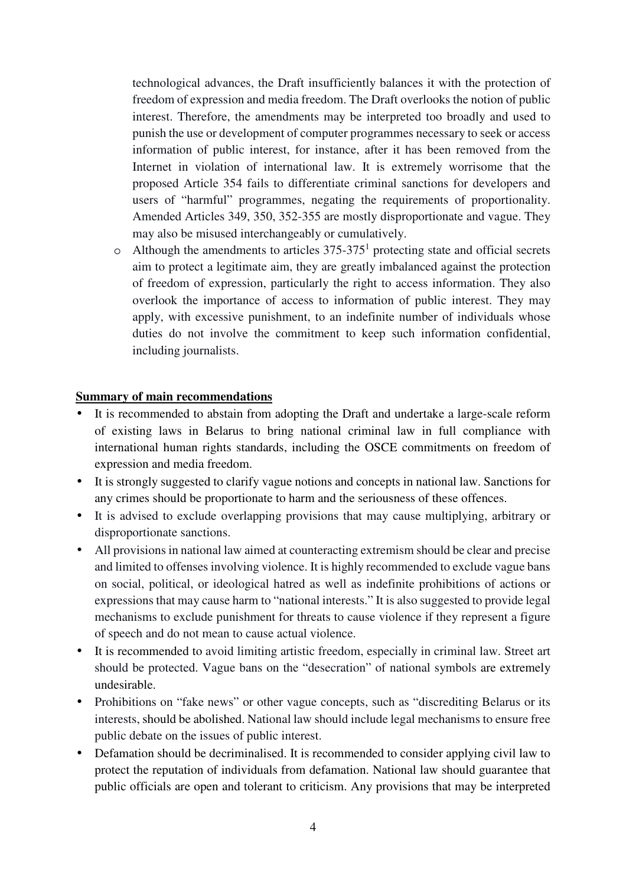technological advances, the Draft insufficiently balances it with the protection of freedom of expression and media freedom. The Draft overlooks the notion of public interest. Therefore, the amendments may be interpreted too broadly and used to punish the use or development of computer programmes necessary to seek or access information of public interest, for instance, after it has been removed from the Internet in violation of international law. It is extremely worrisome that the proposed Article 354 fails to differentiate criminal sanctions for developers and users of "harmful" programmes, negating the requirements of proportionality. Amended Articles 349, 350, 352-355 are mostly disproportionate and vague. They may also be misused interchangeably or cumulatively.

- Although the amendments to articles 375-375[1] protecting state and official secrets aim to protect a legitimate aim, they are greatly imbalanced against the protection of freedom of expression, particularly the right to access information. They also overlook the importance of access to information of public interest. They may apply, with excessive punishment, to an indefinite number of individuals whose duties do not involve the commitment to keep such information confidential, including journalists.

**Summary of main recommendations**

- It is recommended to abstain from adopting the Draft and undertake a large-scale reform of existing laws in Belarus to bring national criminal law in full compliance with international human rights standards, including the OSCE commitments on freedom of expression and media freedom.
- It is strongly suggested to clarify vague notions and concepts in national law. Sanctions for any crimes should be proportionate to harm and the seriousness of these offences.
- It is advised to exclude overlapping provisions that may cause multiplying, arbitrary or disproportionate sanctions.
- All provisions in national law aimed at counteracting extremism should be clear and precise and limited to offenses involving violence. It is highly recommended to exclude vague bans on social, political, or ideological hatred as well as indefinite prohibitions of actions or expressions that may cause harm to "national interests." It is also suggested to provide legal mechanisms to exclude punishment for threats to cause violence if they represent a figure of speech and do not mean to cause actual violence.
- It is recommended to avoid limiting artistic freedom, especially in criminal law. Street art should be protected. Vague bans on the "desecration" of national symbols are extremely undesirable.
- Prohibitions on "fake news" or other vague concepts, such as "discrediting Belarus or its interests, should be abolished. National law should include legal mechanisms to ensure free public debate on the issues of public interest.
- Defamation should be decriminalised. It is recommended to consider applying civil law to protect the reputation of individuals from defamation. National law should guarantee that public officials are open and tolerant to criticism. Any provisions that may be interpreted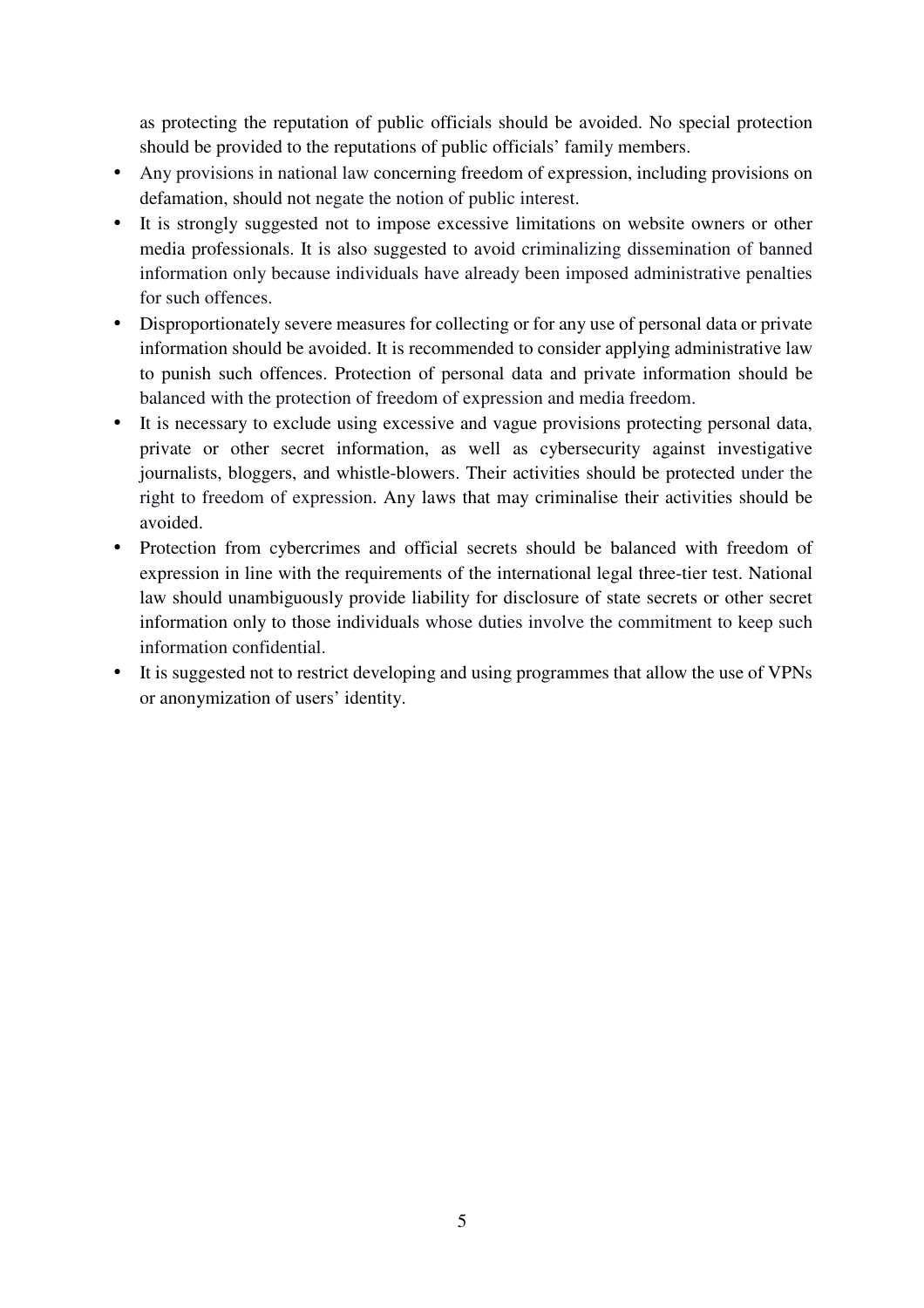as protecting the reputation of public officials should be avoided. No special protection should be provided to the reputations of public officials' family members.

- Any provisions in national law concerning freedom of expression, including provisions on defamation, should not negate the notion of public interest.
- It is strongly suggested not to impose excessive limitations on website owners or other media professionals. It is also suggested to avoid criminalizing dissemination of banned information only because individuals have already been imposed administrative penalties for such offences.
- Disproportionately severe measures for collecting or for any use of personal data or private information should be avoided. It is recommended to consider applying administrative law to punish such offences. Protection of personal data and private information should be balanced with the protection of freedom of expression and media freedom.
- It is necessary to exclude using excessive and vague provisions protecting personal data, private or other secret information, as well as cybersecurity against investigative journalists, bloggers, and whistle-blowers. Their activities should be protected under the right to freedom of expression. Any laws that may criminalise their activities should be avoided.
- Protection from cybercrimes and official secrets should be balanced with freedom of expression in line with the requirements of the international legal three-tier test. National law should unambiguously provide liability for disclosure of state secrets or other secret information only to those individuals whose duties involve the commitment to keep such information confidential.
- It is suggested not to restrict developing and using programmes that allow the use of VPNs or anonymization of users' identity.